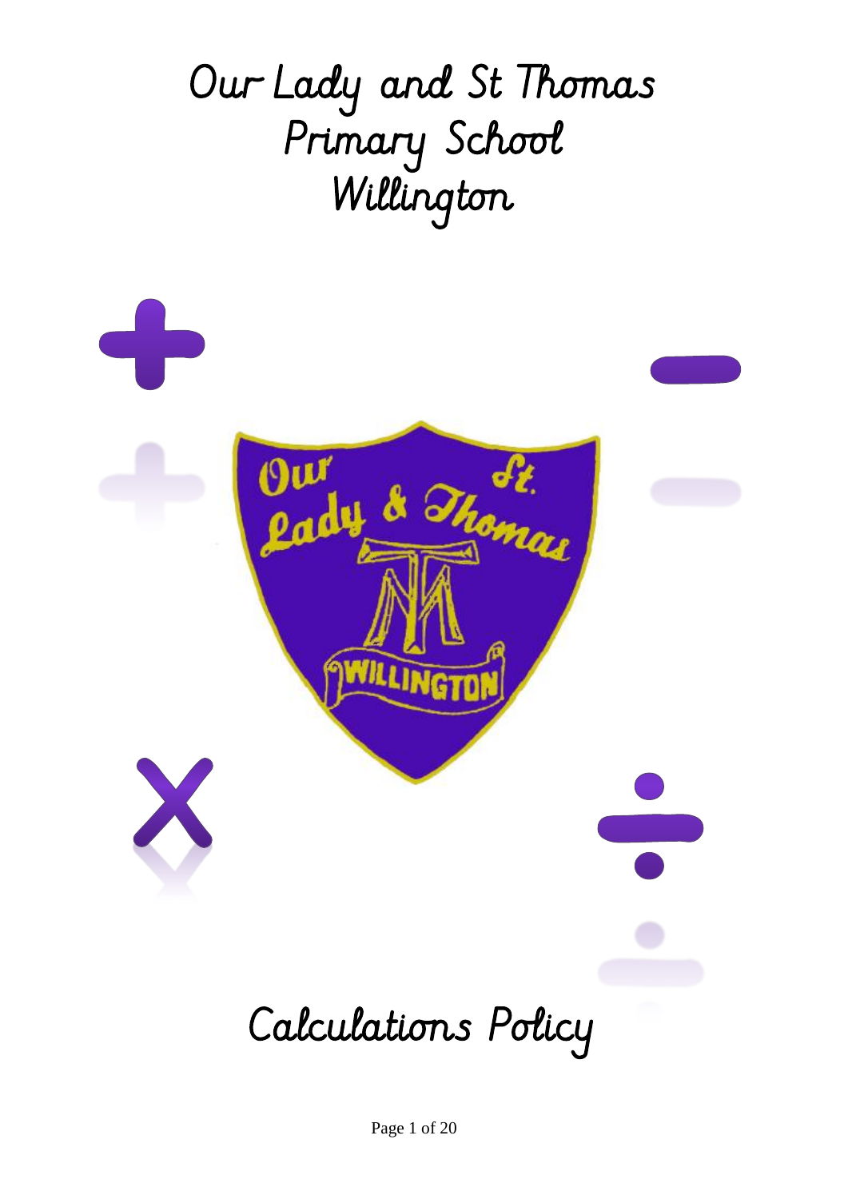# Our Lady and St Thomas Primary School Willington

# Calculations Policy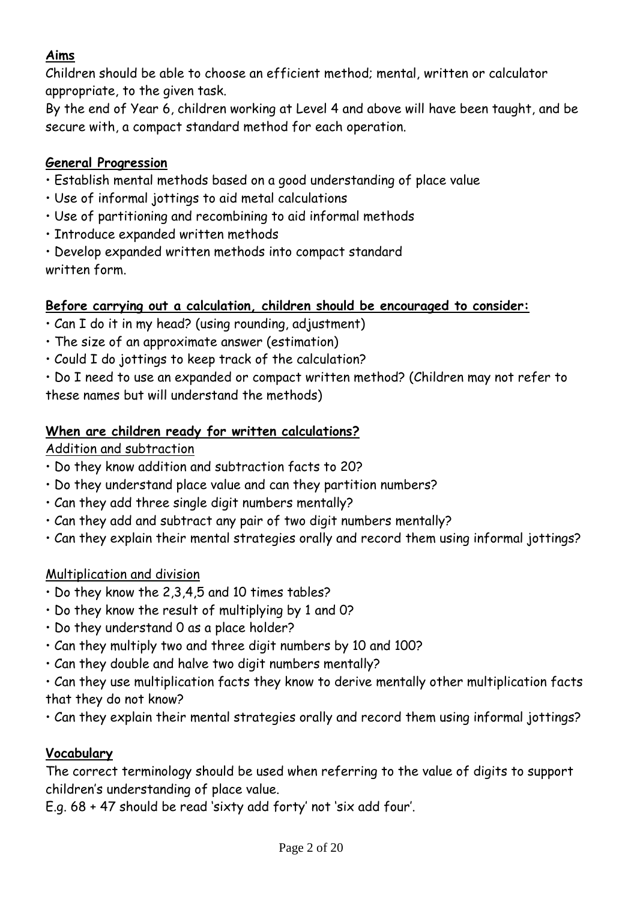**Aims**

Children should be able to choose an efficient method; mental, written or calculator appropriate, to the given task.

By the end of Year 6, children working at Level 4 and above will have been taught, and be secure with, a compact standard method for each operation.

**General Progression**

- Establish mental methods based on a good understanding of place value
- Use of informal jottings to aid metal calculations
- Use of partitioning and recombining to aid informal methods
- Introduce expanded written methods
- Develop expanded written methods into compact standard written form.

**Before carrying out a calculation, children should be encouraged to consider:**

- Can I do it in my head? (using rounding, adjustment)
- The size of an approximate answer (estimation)
- Could I do jottings to keep track of the calculation?
- Do I need to use an expanded or compact written method? (Children may not refer to these names but will understand the methods)

**When are children ready for written calculations?**

Addition and subtraction

- Do they know addition and subtraction facts to 20?
- Do they understand place value and can they partition numbers?
- Can they add three single digit numbers mentally?
- Can they add and subtract any pair of two digit numbers mentally?
- Can they explain their mental strategies orally and record them using informal jottings?

Multiplication and division

- Do they know the 2,3,4,5 and 10 times tables?
- Do they know the result of multiplying by 1 and 0?
- Do they understand 0 as a place holder?
- Can they multiply two and three digit numbers by 10 and 100?
- Can they double and halve two digit numbers mentally?
- Can they use multiplication facts they know to derive mentally other multiplication facts that they do not know?
- Can they explain their mental strategies orally and record them using informal jottings?

**Vocabulary**

The correct terminology should be used when referring to the value of digits to support children's understanding of place value.

E.g. 68 + 47 should be read 'sixty add forty' not 'six add four'.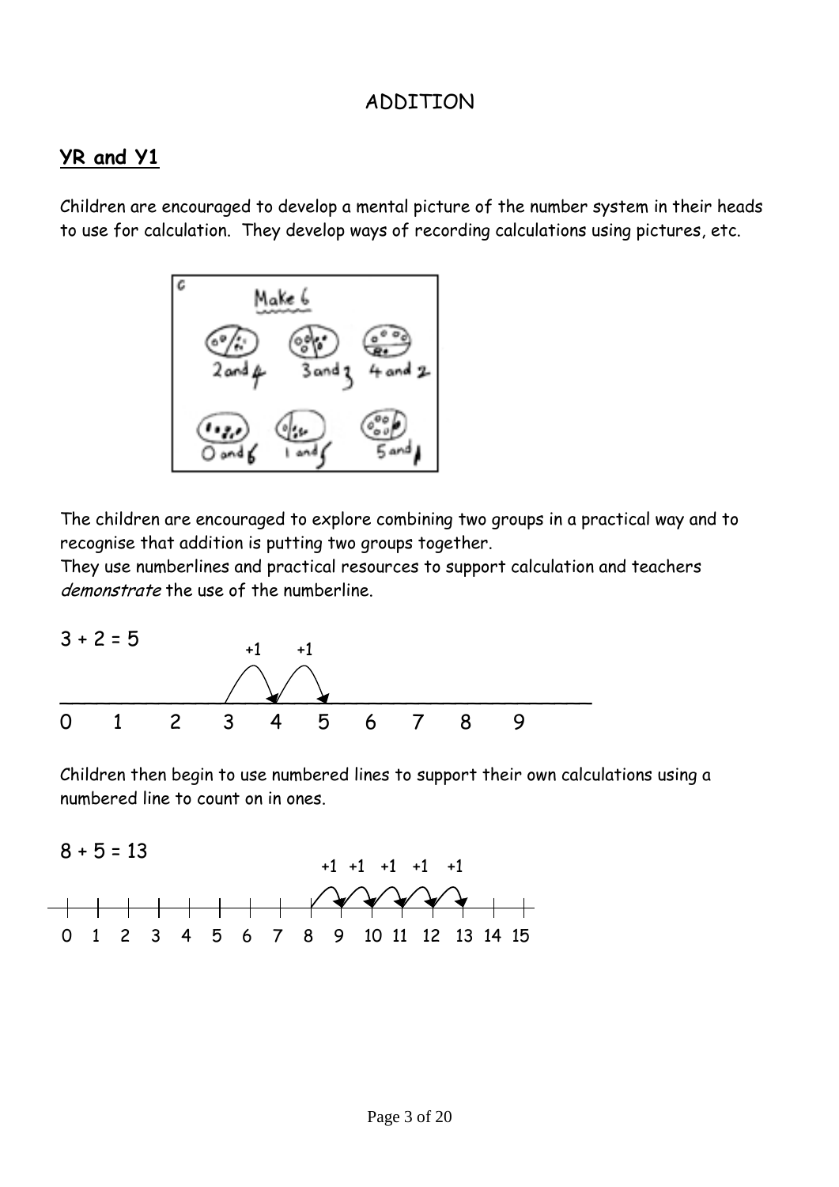# ADDITION

## YR and Y1

Children are encouraged to develop a mental picture of the number system in their heads to use for calculation. They develop ways of recording calculations using pictures, etc.

The children are encouraged to explore combining two groups in a practical way and to recognise that addition is putting two groups together.
They use numberlines and practical resources to support calculation and teachers *demonstrate* the use of the numberline.

3 + 2 = 5

Children then begin to use numbered lines to support their own calculations using a numbered line to count on in ones.

8 + 5 = 13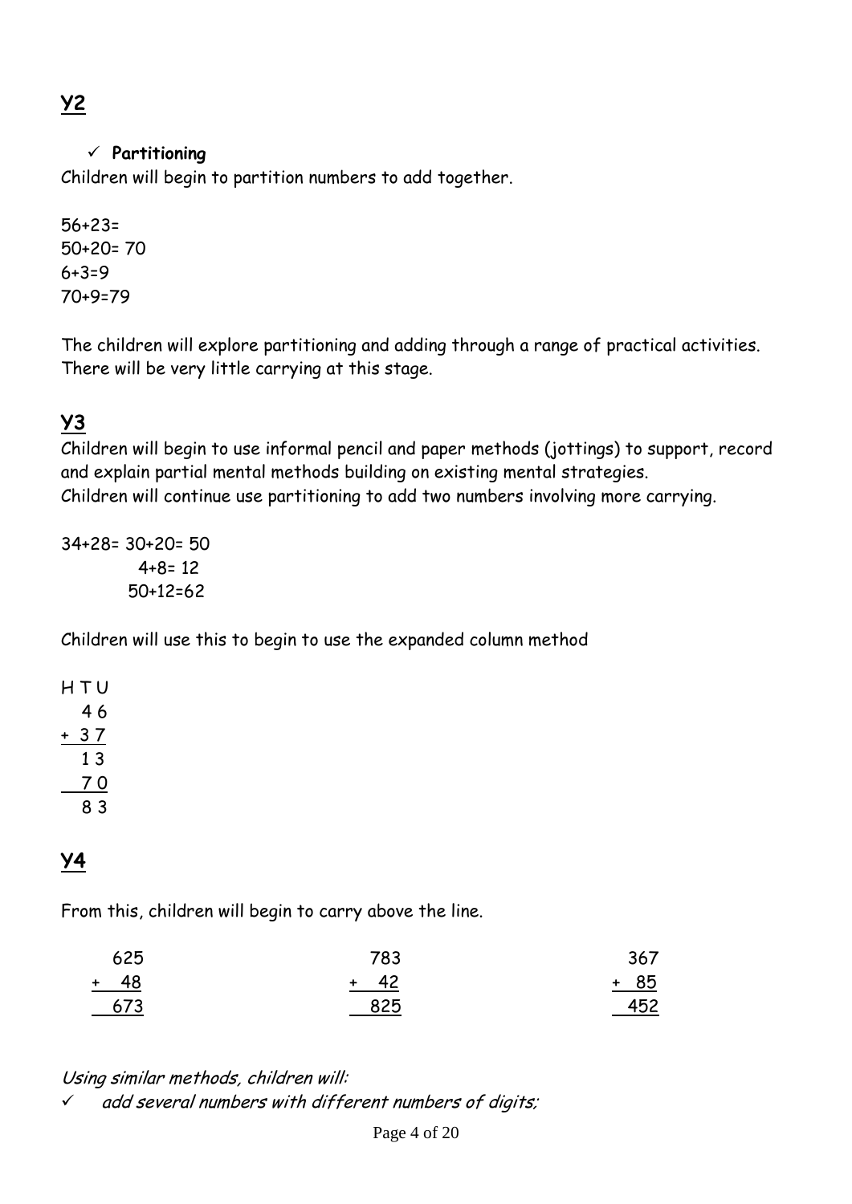## Y2

- ✓ **Partitioning**

Children will begin to partition numbers to add together.

56+23=
50+20= 70
6+3=9
70+9=79

The children will explore partitioning and adding through a range of practical activities. There will be very little carrying at this stage.

## Y3

Children will begin to use informal pencil and paper methods (jottings) to support, record and explain partial mental methods building on existing mental strategies.
Children will continue use partitioning to add two numbers involving more carrying.

```
34+28= 30+20= 50
          4+8= 12
         50+12=62
```

Children will use this to begin to use the expanded column method

```
H T U
  4 6
+ 3 7
  1 3
  7 0
  8 3
```

## Y4

From this, children will begin to carry above the line.

```
  625        783        367
+  48      +  42      +  85
  673        825        452
```

*Using similar methods, children will:*

- ✓ *add several numbers with different numbers of digits;*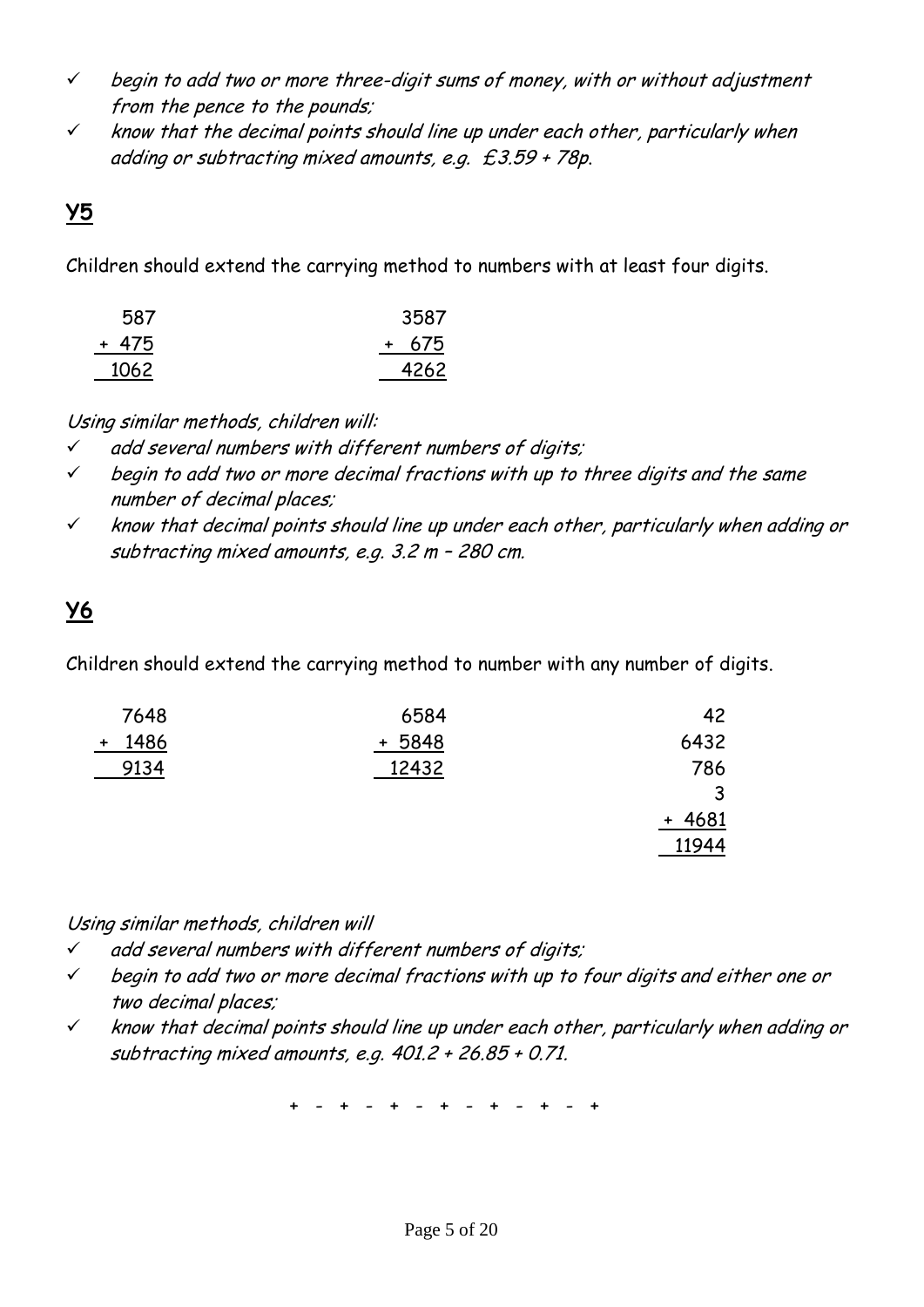- ✓ *begin to add two or more three-digit sums of money, with or without adjustment from the pence to the pounds;*
- ✓ *know that the decimal points should line up under each other, particularly when adding or subtracting mixed amounts, e.g. £3.59 + 78p.*

## Y5

Children should extend the carrying method to numbers with at least four digits.

```
   587          3587
 + 475        +  675
  1062          4262
```

*Using similar methods, children will:*

- ✓ *add several numbers with different numbers of digits;*
- ✓ *begin to add two or more decimal fractions with up to three digits and the same number of decimal places;*
- ✓ *know that decimal points should line up under each other, particularly when adding or subtracting mixed amounts, e.g. 3.2 m – 280 cm.*

## Y6

Children should extend the carrying method to number with any number of digits.

```
   7648          6584            42
 + 1486        + 5848          6432
   9134         12432           786
                                  3
                              + 4681
                               11944
```

*Using similar methods, children will*

- ✓ *add several numbers with different numbers of digits;*
- ✓ *begin to add two or more decimal fractions with up to four digits and either one or two decimal places;*
- ✓ *know that decimal points should line up under each other, particularly when adding or subtracting mixed amounts, e.g. 401.2 + 26.85 + 0.71.*

+ - + - + - + - + - + - +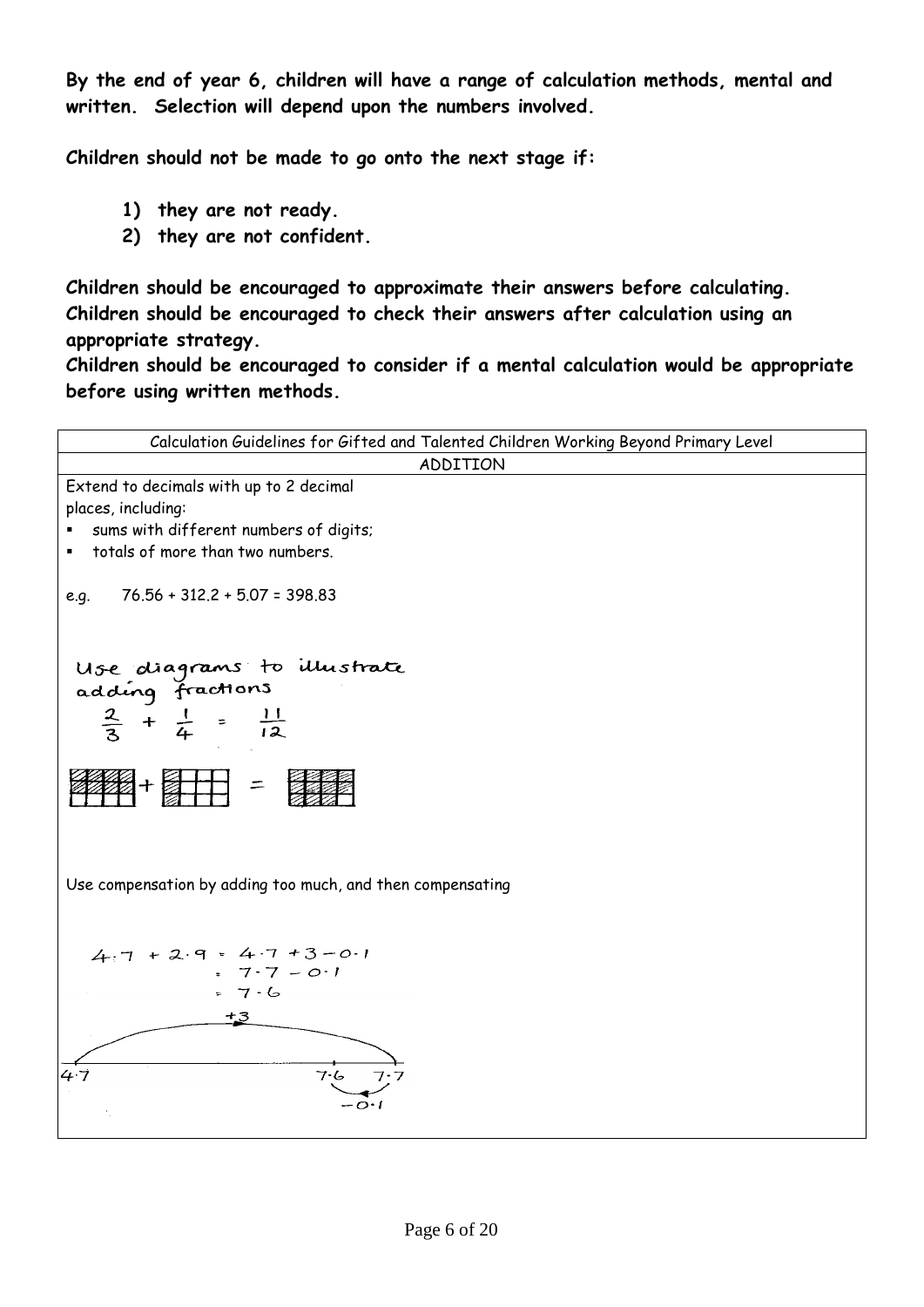**By the end of year 6, children will have a range of calculation methods, mental and written. Selection will depend upon the numbers involved.**

**Children should not be made to go onto the next stage if:**

1) **they are not ready.**
2) **they are not confident.**

**Children should be encouraged to approximate their answers before calculating.**
**Children should be encouraged to check their answers after calculation using an appropriate strategy.**
**Children should be encouraged to consider if a mental calculation would be appropriate before using written methods.**

| Calculation Guidelines for Gifted and Talented Children Working Beyond Primary Level |
|---|
| ADDITION |
| Extend to decimals with up to 2 decimal places, including:<br>▪ sums with different numbers of digits;<br>▪ totals of more than two numbers.<br><br>e.g. $76.56 + 312.2 + 5.07 = 398.83$<br><br>Use diagrams to illustrate adding fractions<br>$\frac{2}{3} + \frac{1}{4} = \frac{11}{12}$<br><br>Use compensation by adding too much, and then compensating<br><br>$4.7 + 2.9 = 4.7 + 3 - 0.1$<br>$= 7.7 - 0.1$<br>$= 7.6$<br><br>+3<br>4.7 7.6 7.7<br>−0.1 |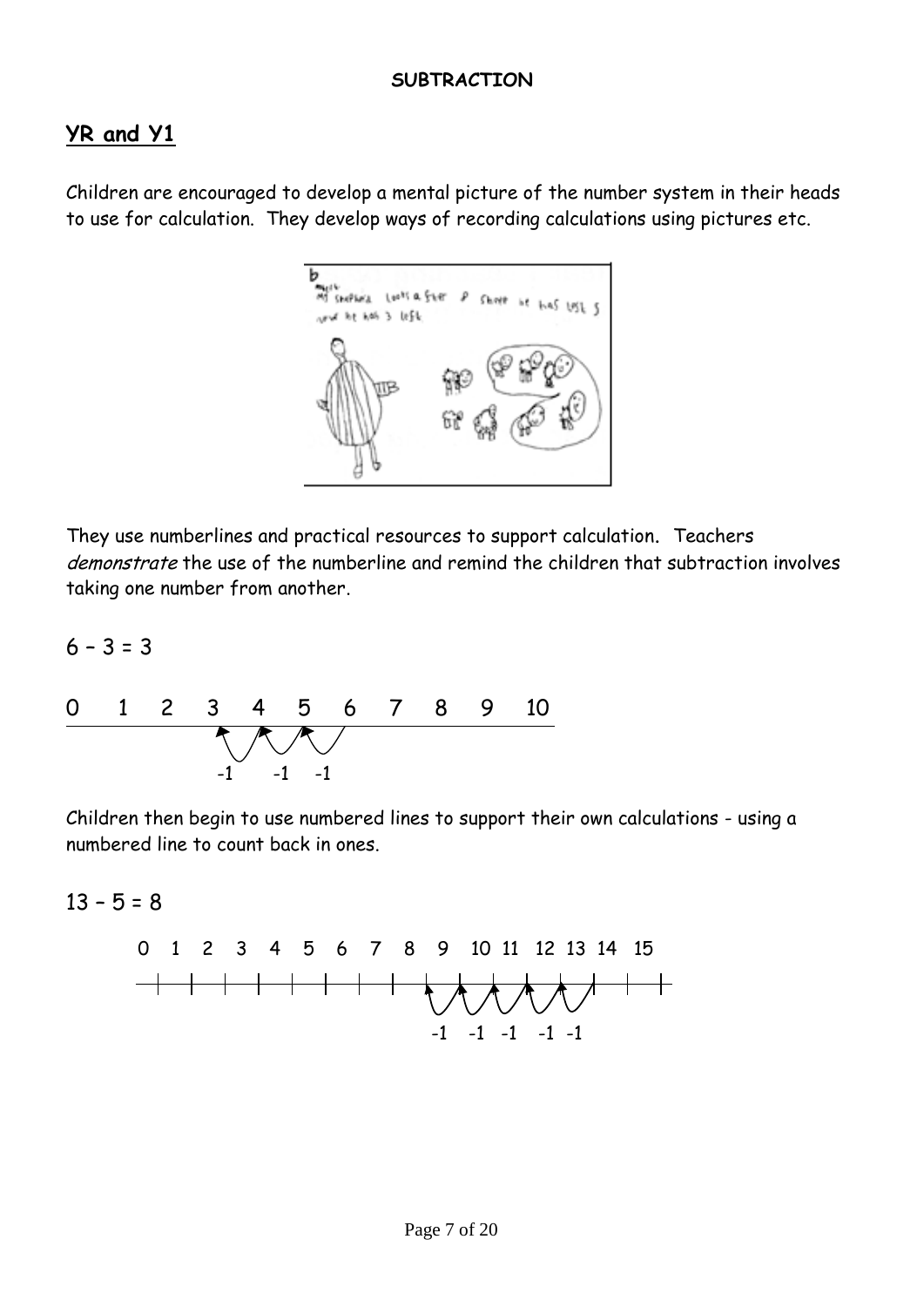**SUBTRACTION**

## YR and Y1

Children are encouraged to develop a mental picture of the number system in their heads to use for calculation. They develop ways of recording calculations using pictures etc.

They use numberlines and practical resources to support calculation. Teachers *demonstrate* the use of the numberline and remind the children that subtraction involves taking one number from another.

$6 - 3 = 3$

0 1 2 3 4 5 6 7 8 9 10

-1 -1 -1

Children then begin to use numbered lines to support their own calculations - using a numbered line to count back in ones.

$13 - 5 = 8$

0 1 2 3 4 5 6 7 8 9 10 11 12 13 14 15

-1 -1 -1 -1 -1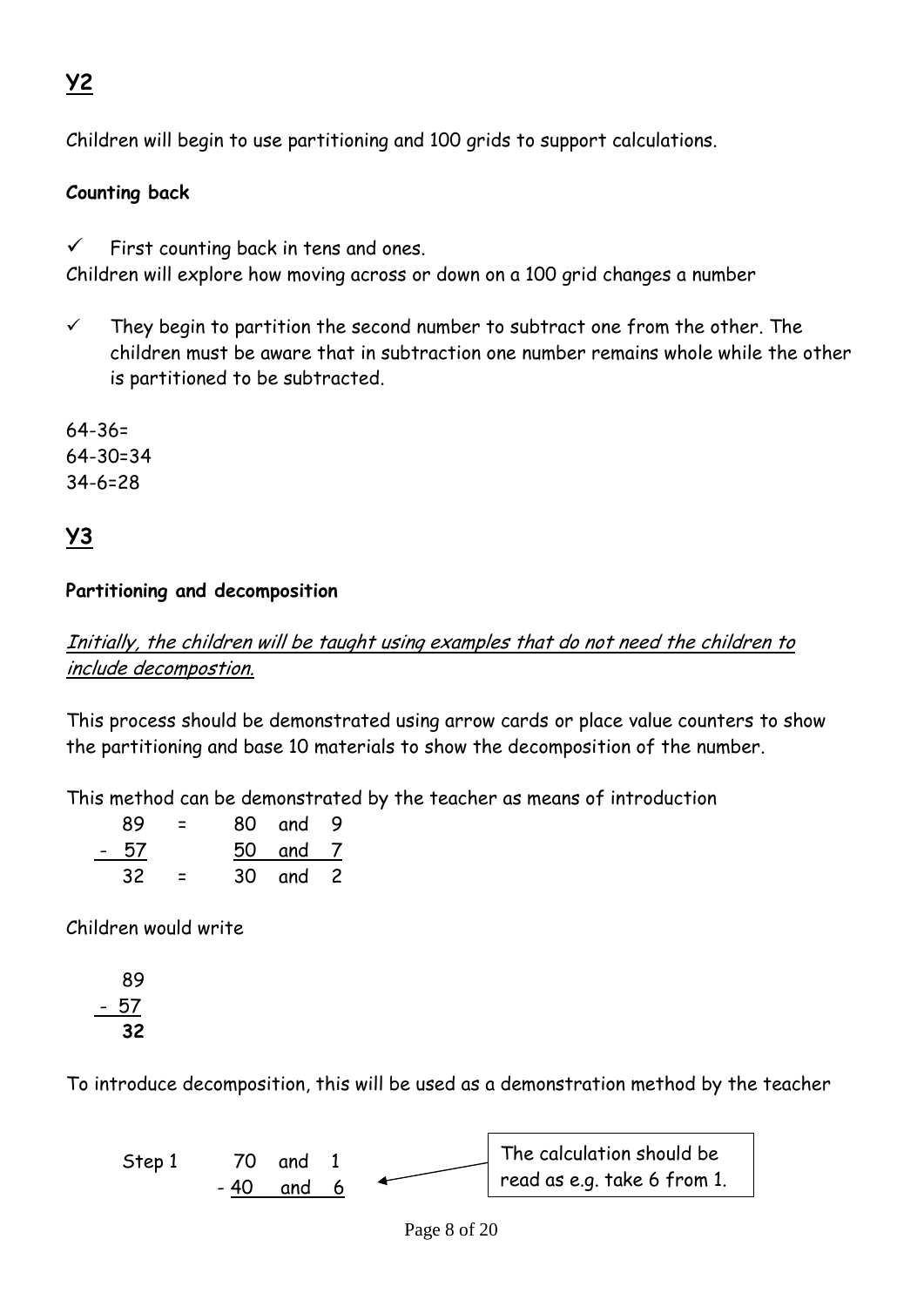## Y2

Children will begin to use partitioning and 100 grids to support calculations.

**Counting back**

- ✓ First counting back in tens and ones.

Children will explore how moving across or down on a 100 grid changes a number

- ✓ They begin to partition the second number to subtract one from the other. The children must be aware that in subtraction one number remains whole while the other is partitioned to be subtracted.

64-36=
64-30=34
34-6=28

## Y3

**Partitioning and decomposition**

*Initially, the children will be taught using examples that do not need the children to include decompostion.*

This process should be demonstrated using arrow cards or place value counters to show the partitioning and base 10 materials to show the decomposition of the number.

This method can be demonstrated by the teacher as means of introduction

```
   89   =   80  and  9
 - 57       50  and  7
   32   =   30  and  2
```

Children would write

```
   89
 - 57
   32
```

To introduce decomposition, this will be used as a demonstration method by the teacher

```
Step 1     70  and  1
         - 40  and  6
```

The calculation should be read as e.g. take 6 from 1.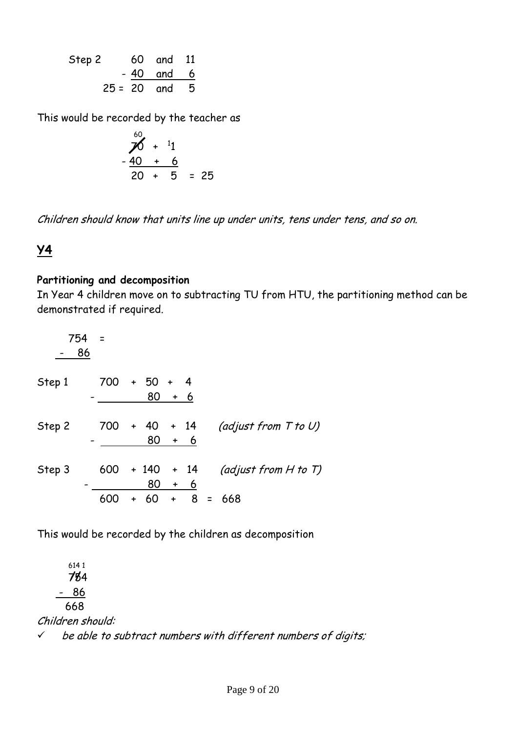```
Step 2       60  and  11
           - 40  and   6
      25 =   20  and   5
```

This would be recorded by the teacher as

```
    60
    70  +  ¹1
  - 40  +   6
    20  +   5  = 25
```

*Children should know that units line up under units, tens under tens, and so on.*

## Y4

**Partitioning and decomposition**

In Year 4 children move on to subtracting TU from HTU, the partitioning method can be demonstrated if required.

```
  754  =
-  86

Step 1      700  +  50  +  4
        -           80  +  6

Step 2      700  +  40  + 14     (adjust from T to U)
        -           80  +  6

Step 3      600  + 140  + 14     (adjust from H to T)
        -           80  +  6
            600  +  60  +  8  =  668
```

This would be recorded by the children as decomposition

```
 614 1
  754
-  86
  668
```

*Children should:*

- ✓ *be able to subtract numbers with different numbers of digits;*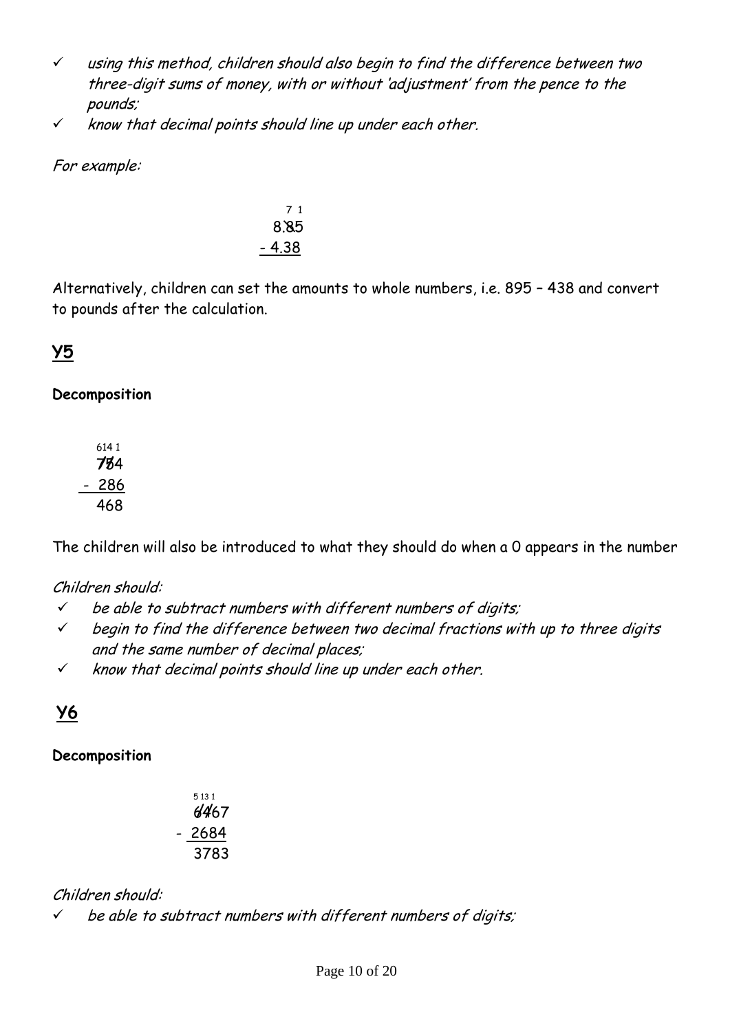- ✓ *using this method, children should also begin to find the difference between two three-digit sums of money, with or without 'adjustment' from the pence to the pounds;*
- ✓ *know that decimal points should line up under each other.*

*For example:*

```
   7 1
  8.85
- 4.38
```

Alternatively, children can set the amounts to whole numbers, i.e. 895 – 438 and convert to pounds after the calculation.

## Y5

**Decomposition**

```
 614 1
  754
- 286
  468
```

The children will also be introduced to what they should do when a 0 appears in the number

*Children should:*

- ✓ *be able to subtract numbers with different numbers of digits;*
- ✓ *begin to find the difference between two decimal fractions with up to three digits and the same number of decimal places;*
- ✓ *know that decimal points should line up under each other.*

## Y6

**Decomposition**

```
 5 13 1
  6467
- 2684
  3783
```

*Children should:*

- ✓ *be able to subtract numbers with different numbers of digits;*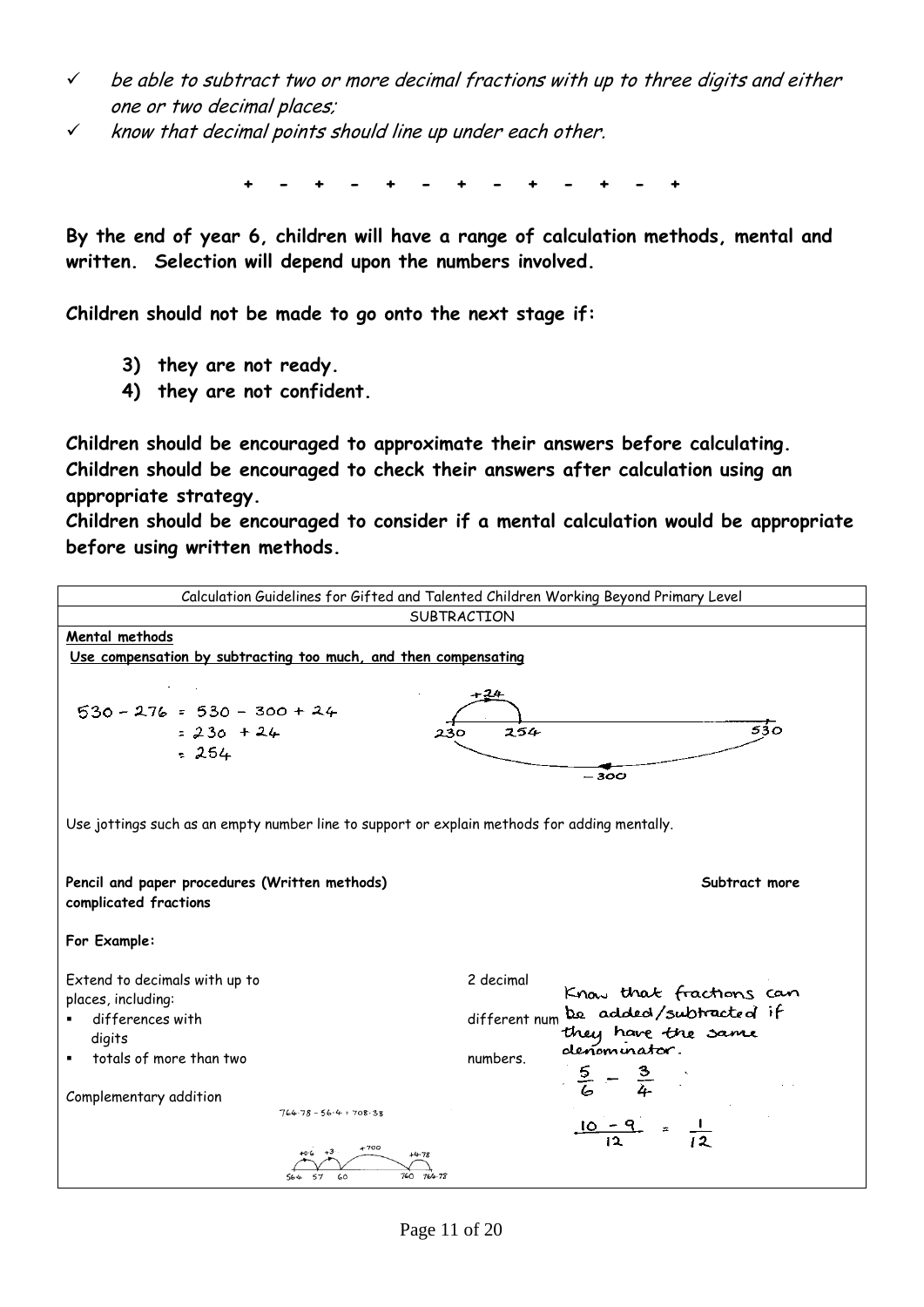- ✓ *be able to subtract two or more decimal fractions with up to three digits and either one or two decimal places;*
- ✓ *know that decimal points should line up under each other.*

+ - + - + - + - + - + - +

**By the end of year 6, children will have a range of calculation methods, mental and written. Selection will depend upon the numbers involved.**

**Children should not be made to go onto the next stage if:**

3) **they are not ready.**
4) **they are not confident.**

**Children should be encouraged to approximate their answers before calculating.**
**Children should be encouraged to check their answers after calculation using an appropriate strategy.**
**Children should be encouraged to consider if a mental calculation would be appropriate before using written methods.**

Calculation Guidelines for Gifted and Talented Children Working Beyond Primary Level

SUBTRACTION

**Mental methods**

**Use compensation by subtracting too much, and then compensating**

$530 - 276 = 530 - 300 + 24$
$= 230 + 24$
$= 254$

(Number line: 530 → −300 → 230, +24 → 254)

Use jottings such as an empty number line to support or explain methods for adding mentally.

**Pencil and paper procedures (Written methods)**

**Subtract more complicated fractions**

**For Example:**

Know that fractions can be added/subtracted if they have the same denominator.

$\frac{5}{6} - \frac{3}{4}$

$\frac{10 - 9}{12} = \frac{1}{12}$

Extend to decimals with up to 2 decimal places, including:

- differences with different numbers of digits
- totals of more than two numbers.

Complementary addition

$764{\cdot}78 - 56{\cdot}4 = 708{\cdot}38$

(Number line: 56·4 → +0·6 → 57 → +3 → 60 → +700 → 760 → +4·78 → 764·78)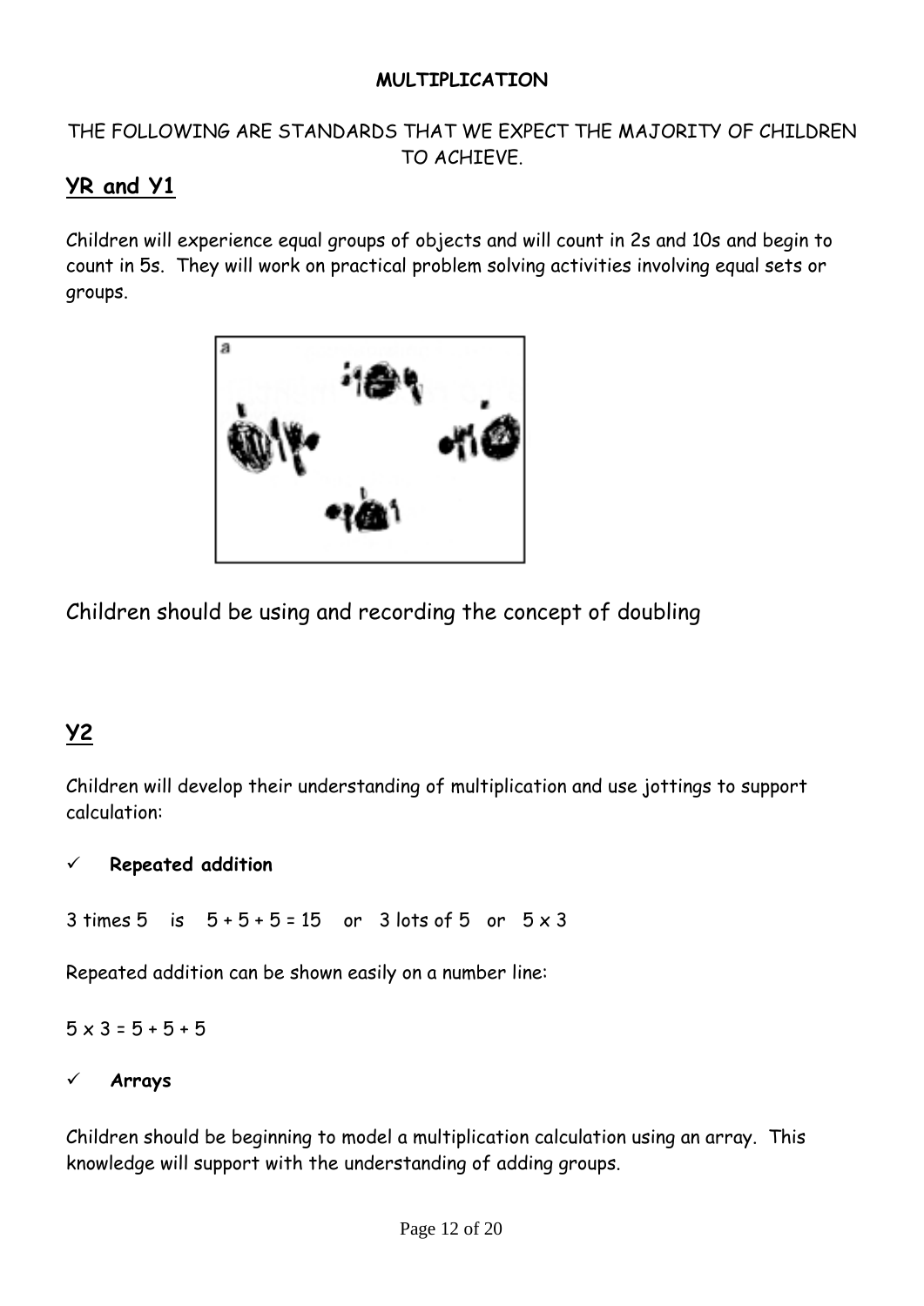**MULTIPLICATION**

THE FOLLOWING ARE STANDARDS THAT WE EXPECT THE MAJORITY OF CHILDREN TO ACHIEVE.

## **YR and Y1**

Children will experience equal groups of objects and will count in 2s and 10s and begin to count in 5s. They will work on practical problem solving activities involving equal sets or groups.

Children should be using and recording the concept of doubling

## **Y2**

Children will develop their understanding of multiplication and use jottings to support calculation:

- ✓ **Repeated addition**

3 times 5 is $5 + 5 + 5 = 15$ or 3 lots of 5 or $5 \times 3$

Repeated addition can be shown easily on a number line:

$5 \times 3 = 5 + 5 + 5$

- ✓ **Arrays**

Children should be beginning to model a multiplication calculation using an array. This knowledge will support with the understanding of adding groups.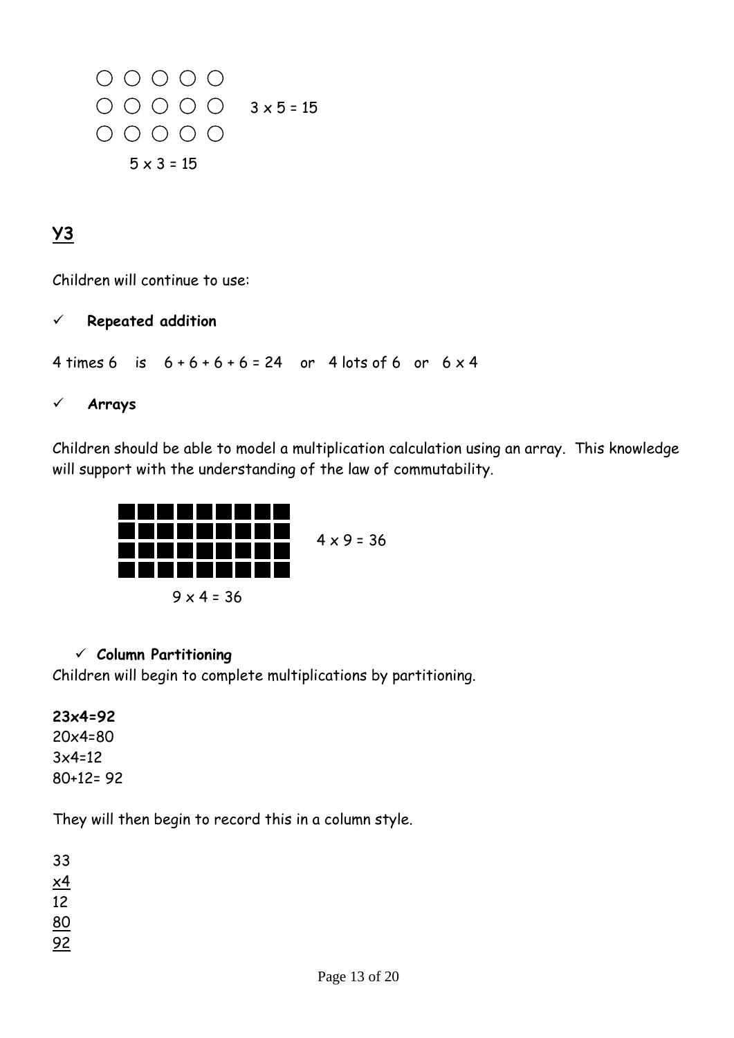○ ○ ○ ○ ○
○ ○ ○ ○ ○   3 x 5 = 15
○ ○ ○ ○ ○

5 x 3 = 15

## Y3

Children will continue to use:

- ✓ **Repeated addition**

4 times 6   is   6 + 6 + 6 + 6 = 24   or   4 lots of 6   or   6 x 4

- ✓ **Arrays**

Children should be able to model a multiplication calculation using an array. This knowledge will support with the understanding of the law of commutability.

■ ■ ■ ■ ■ ■ ■ ■ ■
■ ■ ■ ■ ■ ■ ■ ■ ■   4 x 9 = 36
■ ■ ■ ■ ■ ■ ■ ■ ■
■ ■ ■ ■ ■ ■ ■ ■ ■

9 x 4 = 36

- ✓ **Column Partitioning**

Children will begin to complete multiplications by partitioning.

**23x4=92**
20x4=80
3x4=12
80+12= 92

They will then begin to record this in a column style.

```
33
x4
12
80
92
```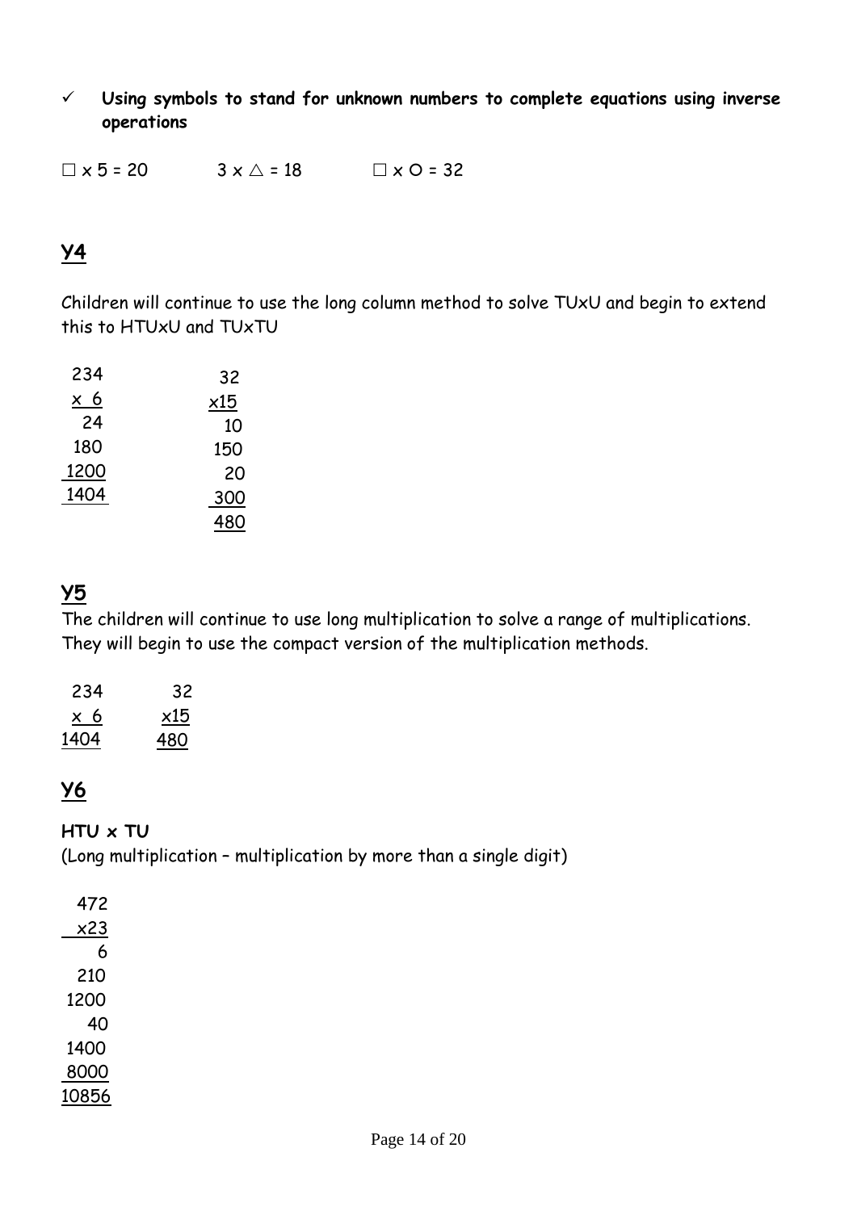- ✓ **Using symbols to stand for unknown numbers to complete equations using inverse operations**

□ x 5 = 20 3 x △ = 18 □ x O = 32

## Y4

Children will continue to use the long column method to solve TUxU and begin to extend this to HTUxU and TUxTU

```
 234        32
 x 6       x15
  24        10
 180       150
1200        20
1404       300
           480
```

## Y5

The children will continue to use long multiplication to solve a range of multiplications. They will begin to use the compact version of the multiplication methods.

```
 234      32
 x 6     x15
1404     480
```

## Y6

**HTU x TU**

(Long multiplication – multiplication by more than a single digit)

```
  472
  x23
    6
  210
 1200
   40
 1400
 8000
10856
```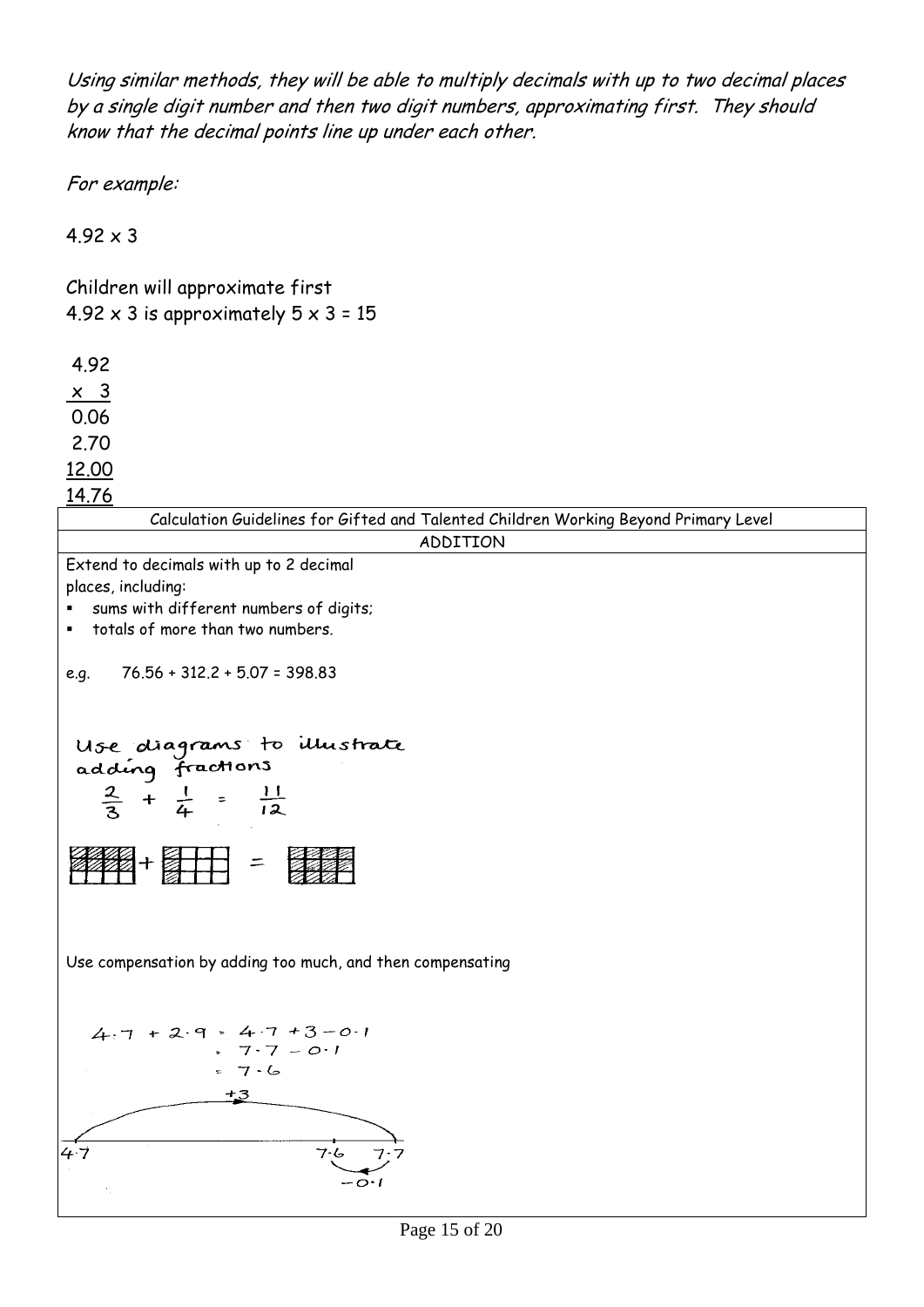*Using similar methods, they will be able to multiply decimals with up to two decimal places by a single digit number and then two digit numbers, approximating first. They should know that the decimal points line up under each other.*

*For example:*

4.92 x 3

Children will approximate first
4.92 x 3 is approximately 5 x 3 = 15

```
 4.92
 x  3
 0.06
 2.70
12.00
14.76
```

| Calculation Guidelines for Gifted and Talented Children Working Beyond Primary Level |
|---|
| ADDITION |
| Extend to decimals with up to 2 decimal places, including:<br>▪ sums with different numbers of digits;<br>▪ totals of more than two numbers.<br><br>e.g. 76.56 + 312.2 + 5.07 = 398.83<br><br>Use diagrams to illustrate adding fractions<br>$\frac{2}{3} + \frac{1}{4} = \frac{11}{12}$<br><br>Use compensation by adding too much, and then compensating<br><br>4·7 + 2·9 = 4·7 + 3 − 0·1<br>= 7·7 − 0·1<br>= 7·6<br><br>+3<br>4·7 7·6 7·7<br>−0·1 |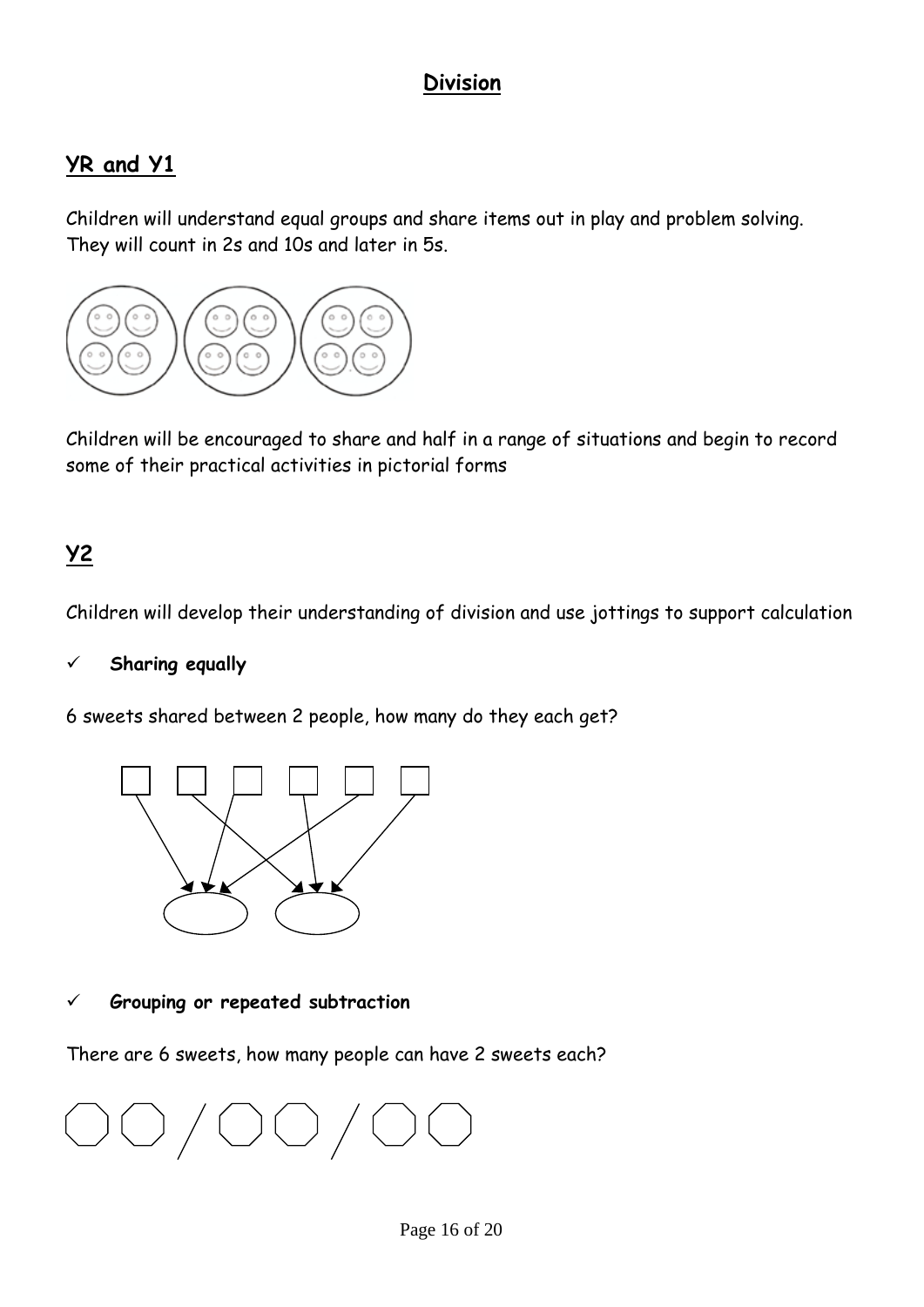# Division

## YR and Y1

Children will understand equal groups and share items out in play and problem solving. They will count in 2s and 10s and later in 5s.

Children will be encouraged to share and half in a range of situations and begin to record some of their practical activities in pictorial forms

## Y2

Children will develop their understanding of division and use jottings to support calculation

- ✓ **Sharing equally**

6 sweets shared between 2 people, how many do they each get?

- ✓ **Grouping or repeated subtraction**

There are 6 sweets, how many people can have 2 sweets each?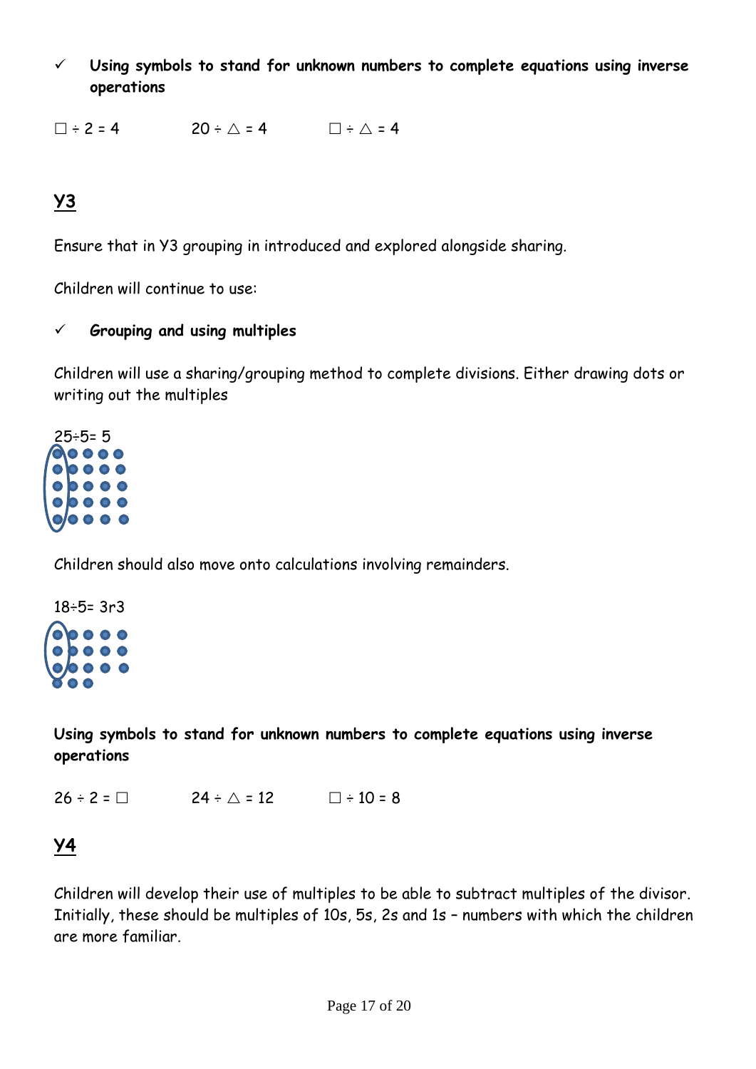- ✓ **Using symbols to stand for unknown numbers to complete equations using inverse operations**

□ ÷ 2 = 4　　　20 ÷ △ = 4　　　□ ÷ △ = 4

## Y3

Ensure that in Y3 grouping in introduced and explored alongside sharing.

Children will continue to use:

- ✓ **Grouping and using multiples**

Children will use a sharing/grouping method to complete divisions. Either drawing dots or writing out the multiples

25÷5= 5

Children should also move onto calculations involving remainders.

18÷5= 3r3

**Using symbols to stand for unknown numbers to complete equations using inverse operations**

26 ÷ 2 = □　　　24 ÷ △ = 12　　　□ ÷ 10 = 8

## Y4

Children will develop their use of multiples to be able to subtract multiples of the divisor. Initially, these should be multiples of 10s, 5s, 2s and 1s – numbers with which the children are more familiar.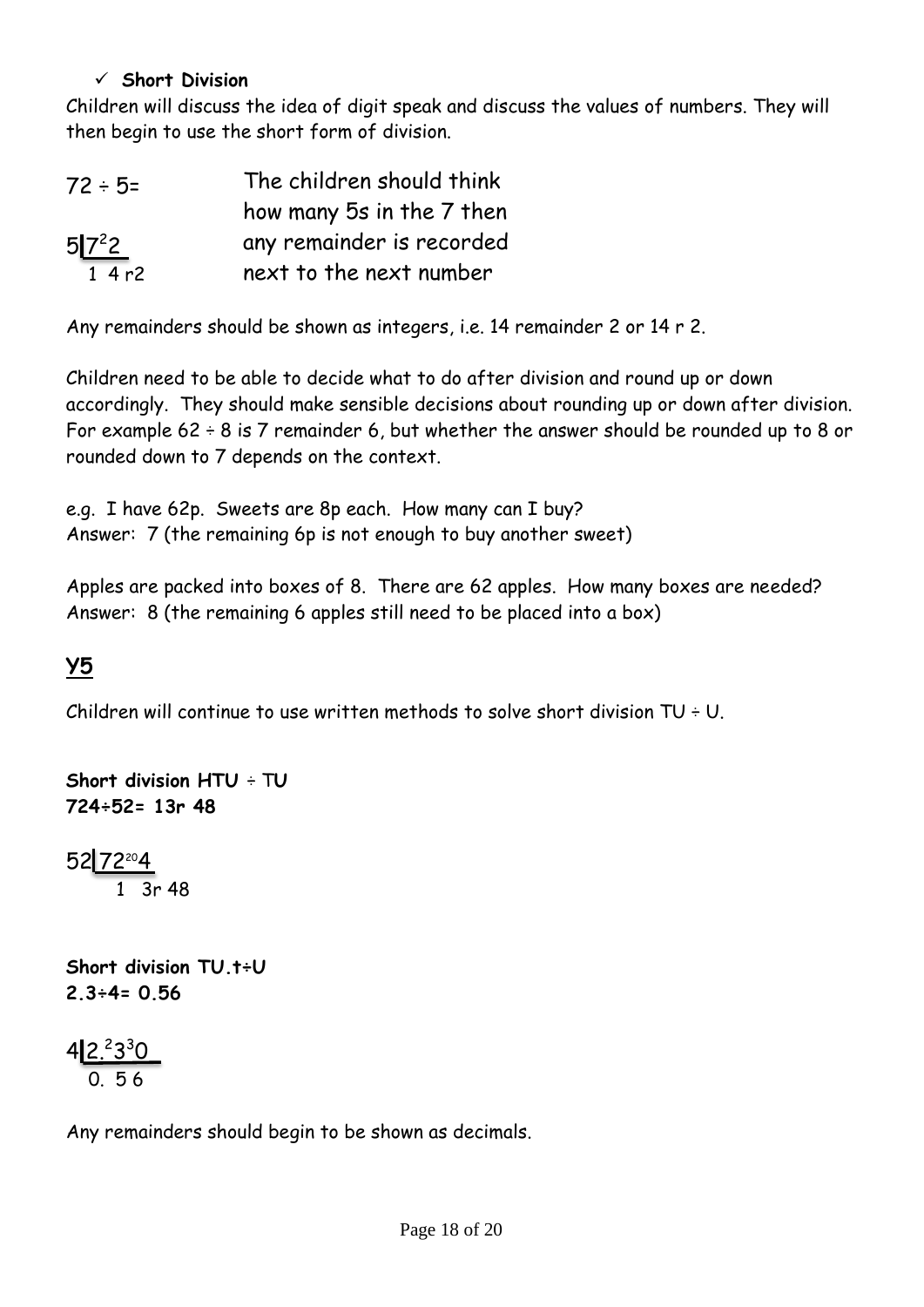✓ **Short Division**

Children will discuss the idea of digit speak and discuss the values of numbers. They will then begin to use the short form of division.

72 ÷ 5=

The children should think how many 5s in the 7 then any remainder is recorded next to the next number

$5\overline{)7^22}$
1 4 r2

Any remainders should be shown as integers, i.e. 14 remainder 2 or 14 r 2.

Children need to be able to decide what to do after division and round up or down accordingly. They should make sensible decisions about rounding up or down after division. For example 62 ÷ 8 is 7 remainder 6, but whether the answer should be rounded up to 8 or rounded down to 7 depends on the context.

e.g. I have 62p. Sweets are 8p each. How many can I buy?
Answer: 7 (the remaining 6p is not enough to buy another sweet)

Apples are packed into boxes of 8. There are 62 apples. How many boxes are needed?
Answer: 8 (the remaining 6 apples still need to be placed into a box)

## Y5

Children will continue to use written methods to solve short division TU ÷ U.

**Short division HTU ÷ TU**
**724÷52= 13r 48**

$52\overline{)72^{20}4}$
1 3r 48

**Short division TU.t÷U**
**2.3÷4= 0.56**

$4\overline{)2.^23^30}$
0. 5 6

Any remainders should begin to be shown as decimals.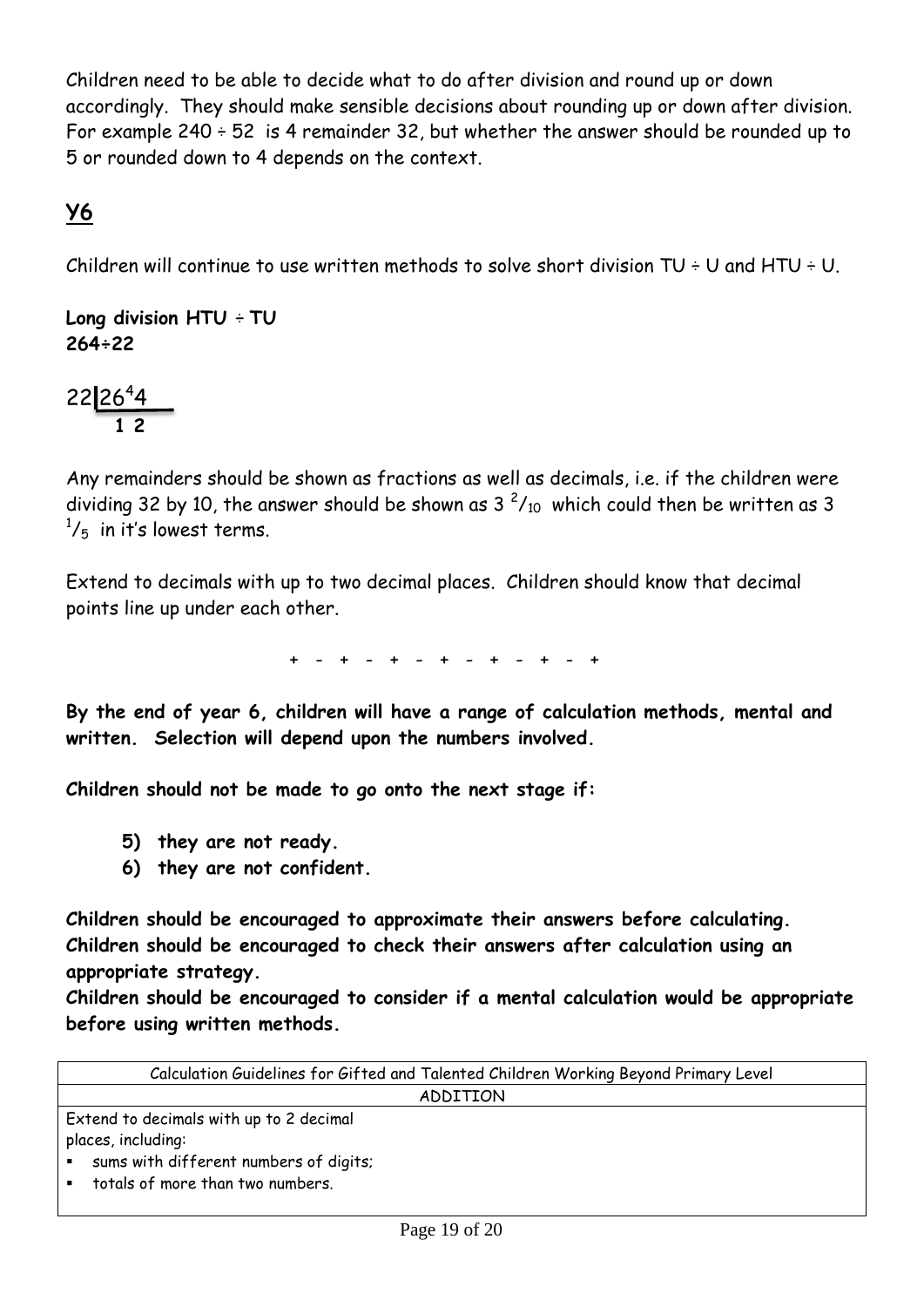Children need to be able to decide what to do after division and round up or down accordingly. They should make sensible decisions about rounding up or down after division. For example 240 ÷ 52 is 4 remainder 32, but whether the answer should be rounded up to 5 or rounded down to 4 depends on the context.

## Y6

Children will continue to use written methods to solve short division TU ÷ U and HTU ÷ U.

**Long division HTU ÷ TU**
**264÷22**

```
22|26⁴4
    1 2
```

Any remainders should be shown as fractions as well as decimals, i.e. if the children were dividing 32 by 10, the answer should be shown as $3\ ^{2}/_{10}$ which could then be written as $3\ ^{1}/_{5}$ in it's lowest terms.

Extend to decimals with up to two decimal places. Children should know that decimal points line up under each other.

\+ - + - + - + - + - + - +

**By the end of year 6, children will have a range of calculation methods, mental and written. Selection will depend upon the numbers involved.**

**Children should not be made to go onto the next stage if:**

5) **they are not ready.**
6) **they are not confident.**

**Children should be encouraged to approximate their answers before calculating.**
**Children should be encouraged to check their answers after calculation using an appropriate strategy.**
**Children should be encouraged to consider if a mental calculation would be appropriate before using written methods.**

| Calculation Guidelines for Gifted and Talented Children Working Beyond Primary Level |
| --- |
| ADDITION |
| Extend to decimals with up to 2 decimal places, including:<br>▪ sums with different numbers of digits;<br>▪ totals of more than two numbers. |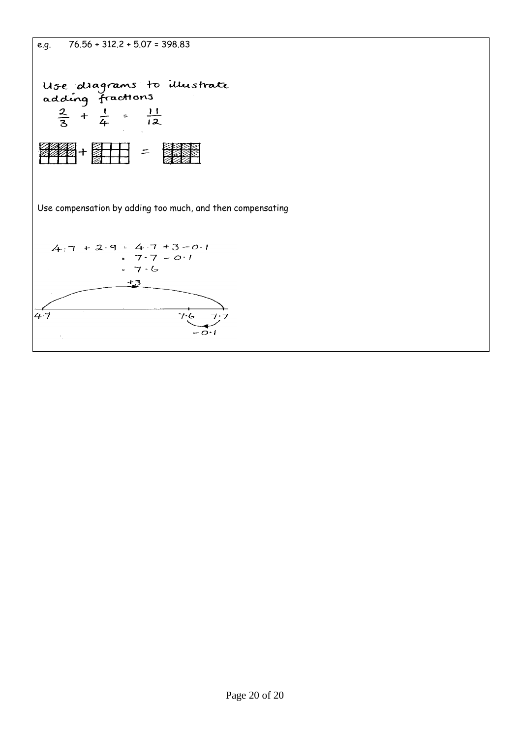e.g. 76.56 + 312.2 + 5.07 = 398.83

Use diagrams to illustrate adding fractions

$$\frac{2}{3} + \frac{1}{4} = \frac{11}{12}$$

Use compensation by adding too much, and then compensating

$$4.7 + 2.9 = 4.7 + 3 - 0.1$$
$$= 7.7 - 0.1$$
$$= 7.6$$

+3

4.7

7.6

7.7

−0.1